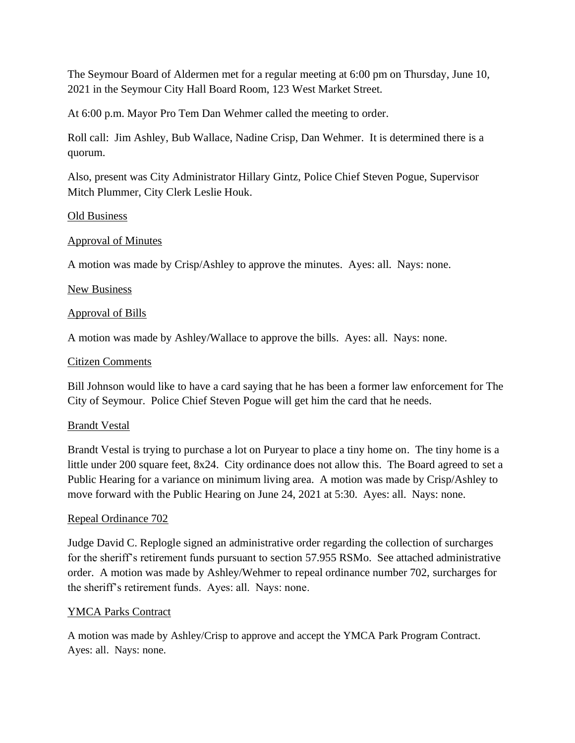The Seymour Board of Aldermen met for a regular meeting at 6:00 pm on Thursday, June 10, 2021 in the Seymour City Hall Board Room, 123 West Market Street.

At 6:00 p.m. Mayor Pro Tem Dan Wehmer called the meeting to order.

Roll call: Jim Ashley, Bub Wallace, Nadine Crisp, Dan Wehmer. It is determined there is a quorum.

Also, present was City Administrator Hillary Gintz, Police Chief Steven Pogue, Supervisor Mitch Plummer, City Clerk Leslie Houk.

<u>Old Business</u>

<u>Approval of Minutes</u>

A motion was made by Crisp/Ashley to approve the minutes. Ayes: all. Nays: none.

<u>New Business</u>

<u>Approval of Bills</u>

A motion was made by Ashley/Wallace to approve the bills. Ayes: all. Nays: none.

<u>Citizen Comments</u>

Bill Johnson would like to have a card saying that he has been a former law enforcement for The City of Seymour. Police Chief Steven Pogue will get him the card that he needs.

<u>Brandt Vestal</u>

Brandt Vestal is trying to purchase a lot on Puryear to place a tiny home on. The tiny home is a little under 200 square feet, 8x24. City ordinance does not allow this. The Board agreed to set a Public Hearing for a variance on minimum living area. A motion was made by Crisp/Ashley to move forward with the Public Hearing on June 24, 2021 at 5:30. Ayes: all. Nays: none.

<u>Repeal Ordinance 702</u>

Judge David C. Replogle signed an administrative order regarding the collection of surcharges for the sheriff's retirement funds pursuant to section 57.955 RSMo. See attached administrative order. A motion was made by Ashley/Wehmer to repeal ordinance number 702, surcharges for the sheriff's retirement funds. Ayes: all. Nays: none.

<u>YMCA Parks Contract</u>

A motion was made by Ashley/Crisp to approve and accept the YMCA Park Program Contract. Ayes: all. Nays: none.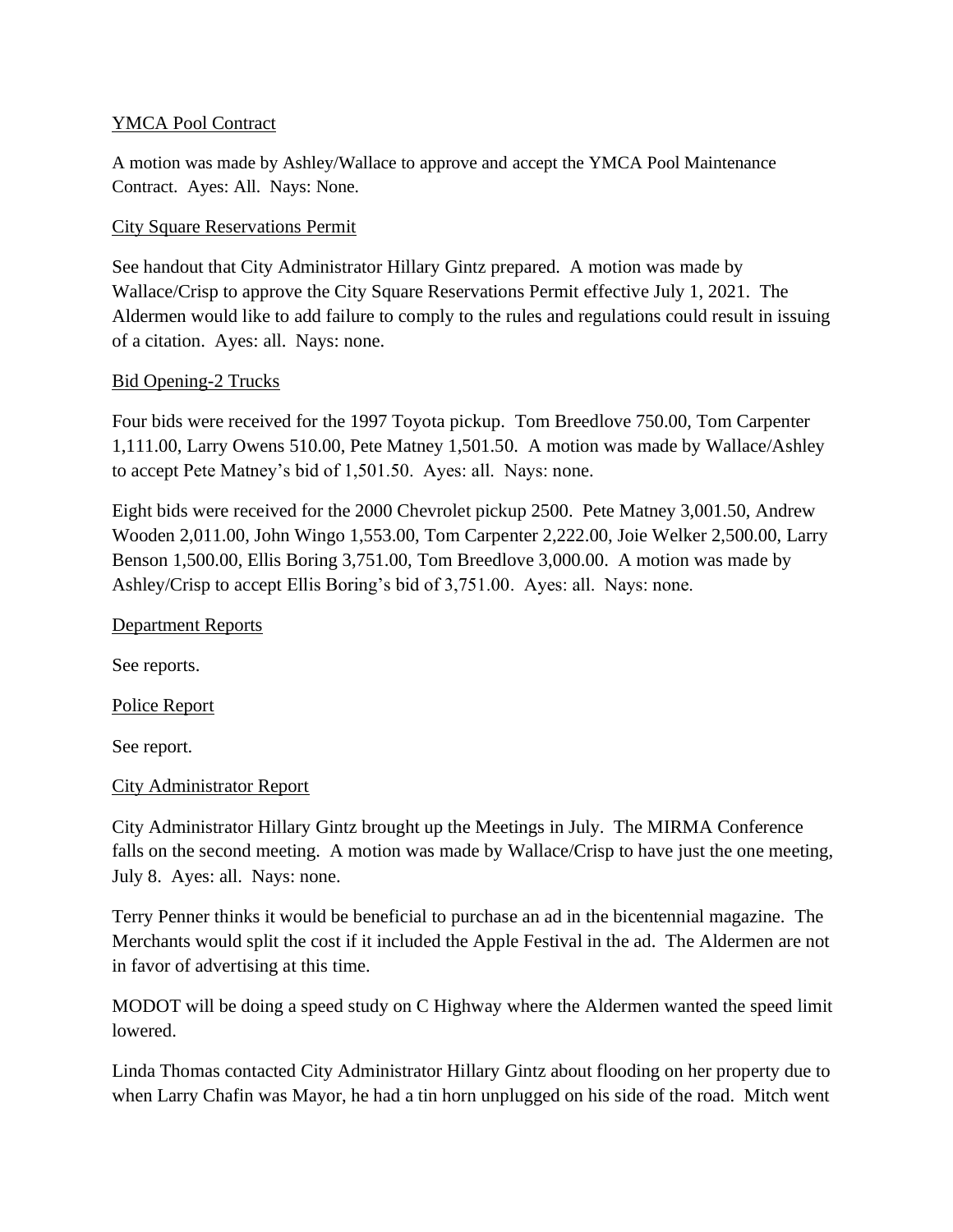YMCA Pool Contract

A motion was made by Ashley/Wallace to approve and accept the YMCA Pool Maintenance Contract. Ayes: All. Nays: None.

City Square Reservations Permit

See handout that City Administrator Hillary Gintz prepared. A motion was made by Wallace/Crisp to approve the City Square Reservations Permit effective July 1, 2021. The Aldermen would like to add failure to comply to the rules and regulations could result in issuing of a citation. Ayes: all. Nays: none.

Bid Opening-2 Trucks

Four bids were received for the 1997 Toyota pickup. Tom Breedlove 750.00, Tom Carpenter 1,111.00, Larry Owens 510.00, Pete Matney 1,501.50. A motion was made by Wallace/Ashley to accept Pete Matney's bid of 1,501.50. Ayes: all. Nays: none.

Eight bids were received for the 2000 Chevrolet pickup 2500. Pete Matney 3,001.50, Andrew Wooden 2,011.00, John Wingo 1,553.00, Tom Carpenter 2,222.00, Joie Welker 2,500.00, Larry Benson 1,500.00, Ellis Boring 3,751.00, Tom Breedlove 3,000.00. A motion was made by Ashley/Crisp to accept Ellis Boring's bid of 3,751.00. Ayes: all. Nays: none.

Department Reports

See reports.

Police Report

See report.

City Administrator Report

City Administrator Hillary Gintz brought up the Meetings in July. The MIRMA Conference falls on the second meeting. A motion was made by Wallace/Crisp to have just the one meeting, July 8. Ayes: all. Nays: none.

Terry Penner thinks it would be beneficial to purchase an ad in the bicentennial magazine. The Merchants would split the cost if it included the Apple Festival in the ad. The Aldermen are not in favor of advertising at this time.

MODOT will be doing a speed study on C Highway where the Aldermen wanted the speed limit lowered.

Linda Thomas contacted City Administrator Hillary Gintz about flooding on her property due to when Larry Chafin was Mayor, he had a tin horn unplugged on his side of the road. Mitch went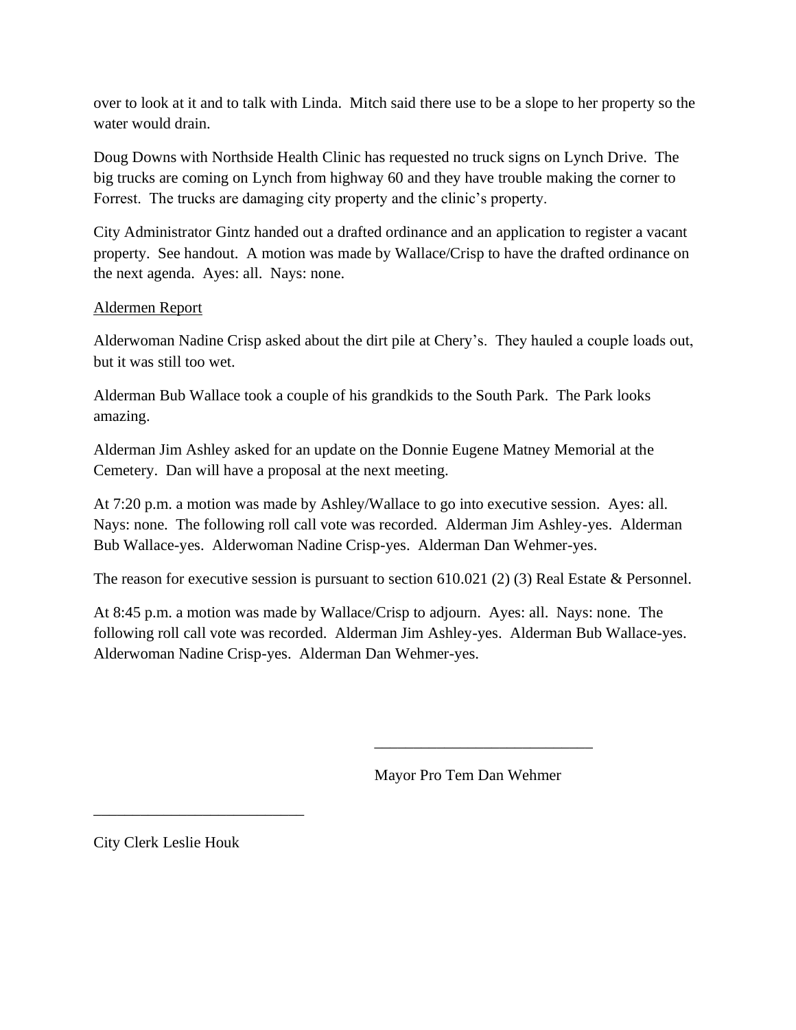over to look at it and to talk with Linda. Mitch said there use to be a slope to her property so the water would drain.

Doug Downs with Northside Health Clinic has requested no truck signs on Lynch Drive. The big trucks are coming on Lynch from highway 60 and they have trouble making the corner to Forrest. The trucks are damaging city property and the clinic's property.

City Administrator Gintz handed out a drafted ordinance and an application to register a vacant property. See handout. A motion was made by Wallace/Crisp to have the drafted ordinance on the next agenda. Ayes: all. Nays: none.

Aldermen Report

Alderwoman Nadine Crisp asked about the dirt pile at Chery's. They hauled a couple loads out, but it was still too wet.

Alderman Bub Wallace took a couple of his grandkids to the South Park. The Park looks amazing.

Alderman Jim Ashley asked for an update on the Donnie Eugene Matney Memorial at the Cemetery. Dan will have a proposal at the next meeting.

At 7:20 p.m. a motion was made by Ashley/Wallace to go into executive session. Ayes: all. Nays: none. The following roll call vote was recorded. Alderman Jim Ashley-yes. Alderman Bub Wallace-yes. Alderwoman Nadine Crisp-yes. Alderman Dan Wehmer-yes.

The reason for executive session is pursuant to section 610.021 (2) (3) Real Estate & Personnel.

At 8:45 p.m. a motion was made by Wallace/Crisp to adjourn. Ayes: all. Nays: none. The following roll call vote was recorded. Alderman Jim Ashley-yes. Alderman Bub Wallace-yes. Alderwoman Nadine Crisp-yes. Alderman Dan Wehmer-yes.

\_\_\_\_\_\_\_\_\_\_\_\_\_\_\_\_\_\_\_\_\_\_\_\_\_\_\_\_

Mayor Pro Tem Dan Wehmer

\_\_\_\_\_\_\_\_\_\_\_\_\_\_\_\_\_\_\_\_\_\_\_\_\_\_\_\_

City Clerk Leslie Houk